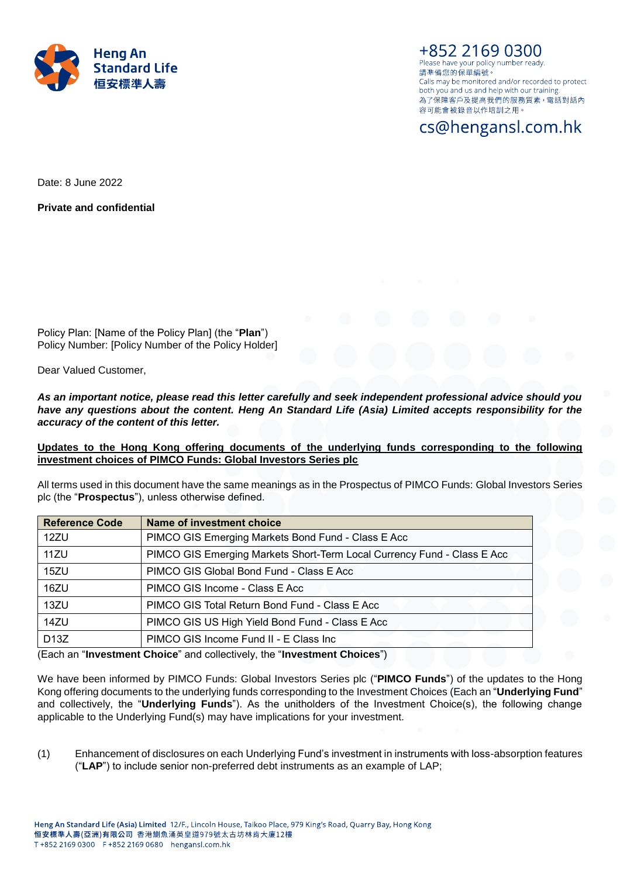Heng An Standard Life
恒安標準人壽

+852 2169 0300
Please have your policy number ready.
請準備您的保單編號。
Calls may be monitored and/or recorded to protect both you and us and help with our training.
為了保障客戶及提高我們的服務質素，電話對話內容可能會被錄音以作培訓之用。

cs@hengansl.com.hk

Date: 8 June 2022

**Private and confidential**

Policy Plan: [Name of the Policy Plan] (the "**Plan**")
Policy Number: [Policy Number of the Policy Holder]

Dear Valued Customer,

***As an important notice, please read this letter carefully and seek independent professional advice should you have any questions about the content. Heng An Standard Life (Asia) Limited accepts responsibility for the accuracy of the content of this letter.***

**Updates to the Hong Kong offering documents of the underlying funds corresponding to the following investment choices of PIMCO Funds: Global Investors Series plc**

All terms used in this document have the same meanings as in the Prospectus of PIMCO Funds: Global Investors Series plc (the "**Prospectus**"), unless otherwise defined.

| Reference Code | Name of investment choice |
|---|---|
| 12ZU | PIMCO GIS Emerging Markets Bond Fund - Class E Acc |
| 11ZU | PIMCO GIS Emerging Markets Short-Term Local Currency Fund - Class E Acc |
| 15ZU | PIMCO GIS Global Bond Fund - Class E Acc |
| 16ZU | PIMCO GIS Income - Class E Acc |
| 13ZU | PIMCO GIS Total Return Bond Fund - Class E Acc |
| 14ZU | PIMCO GIS US High Yield Bond Fund - Class E Acc |
| D13Z | PIMCO GIS Income Fund II - E Class Inc |

(Each an "**Investment Choice**" and collectively, the "**Investment Choices**")

We have been informed by PIMCO Funds: Global Investors Series plc ("**PIMCO Funds**") of the updates to the Hong Kong offering documents to the underlying funds corresponding to the Investment Choices (Each an "**Underlying Fund**" and collectively, the "**Underlying Funds**"). As the unitholders of the Investment Choice(s), the following change applicable to the Underlying Fund(s) may have implications for your investment.

(1) Enhancement of disclosures on each Underlying Fund's investment in instruments with loss-absorption features ("**LAP**") to include senior non-preferred debt instruments as an example of LAP;

**Heng An Standard Life (Asia) Limited** 12/F., Lincoln House, Taikoo Place, 979 King's Road, Quarry Bay, Hong Kong
恒安標準人壽(亞洲)有限公司 香港鰂魚涌英皇道979號太古坊林肯大廈12樓
T +852 2169 0300 F +852 2169 0680 hengansl.com.hk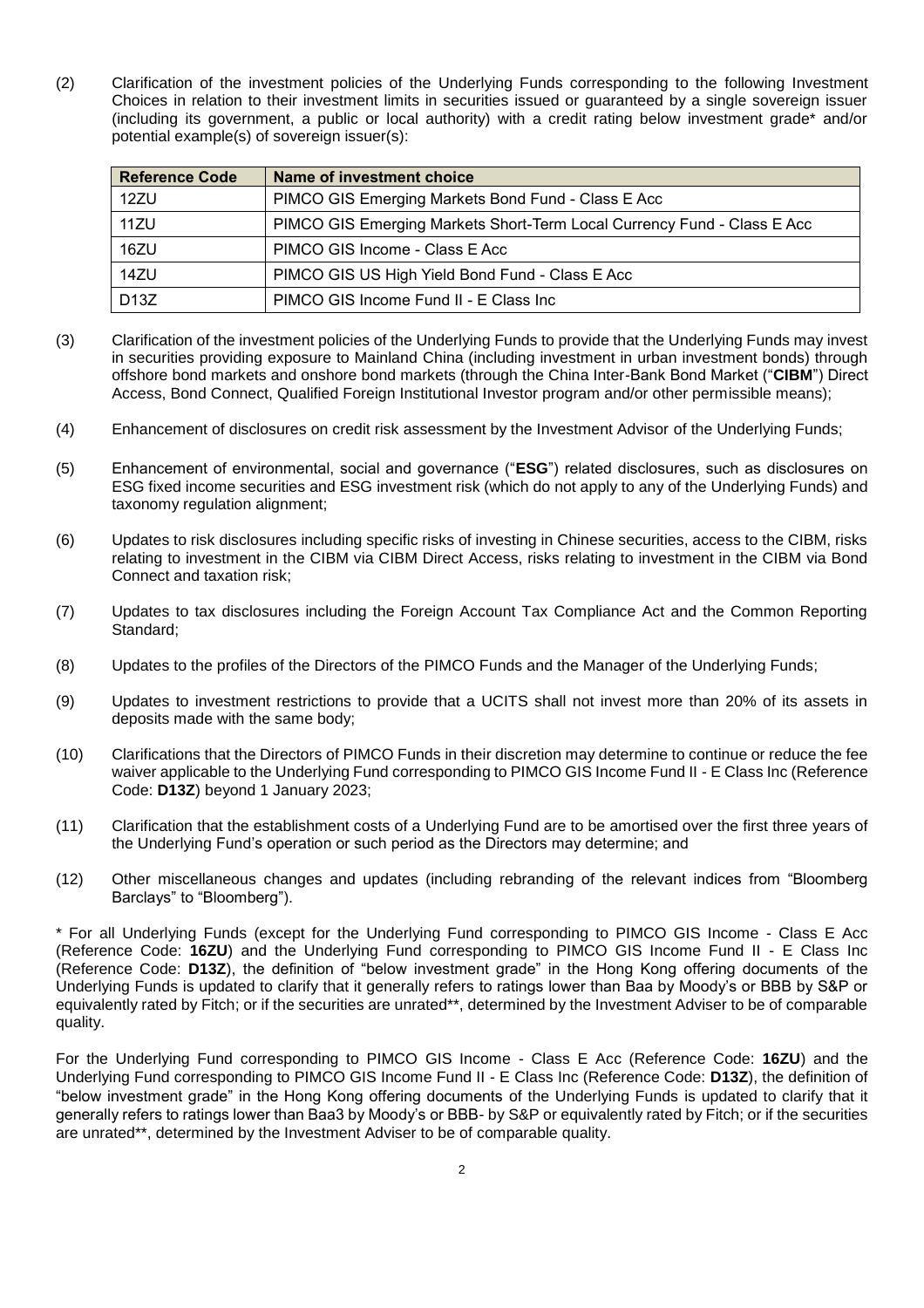(2) Clarification of the investment policies of the Underlying Funds corresponding to the following Investment Choices in relation to their investment limits in securities issued or guaranteed by a single sovereign issuer (including its government, a public or local authority) with a credit rating below investment grade* and/or potential example(s) of sovereign issuer(s):

| Reference Code | Name of investment choice |
|---|---|
| 12ZU | PIMCO GIS Emerging Markets Bond Fund - Class E Acc |
| 11ZU | PIMCO GIS Emerging Markets Short-Term Local Currency Fund - Class E Acc |
| 16ZU | PIMCO GIS Income - Class E Acc |
| 14ZU | PIMCO GIS US High Yield Bond Fund - Class E Acc |
| D13Z | PIMCO GIS Income Fund II - E Class Inc |

(3) Clarification of the investment policies of the Underlying Funds to provide that the Underlying Funds may invest in securities providing exposure to Mainland China (including investment in urban investment bonds) through offshore bond markets and onshore bond markets (through the China Inter-Bank Bond Market ("**CIBM**") Direct Access, Bond Connect, Qualified Foreign Institutional Investor program and/or other permissible means);

(4) Enhancement of disclosures on credit risk assessment by the Investment Advisor of the Underlying Funds;

(5) Enhancement of environmental, social and governance ("**ESG**") related disclosures, such as disclosures on ESG fixed income securities and ESG investment risk (which do not apply to any of the Underlying Funds) and taxonomy regulation alignment;

(6) Updates to risk disclosures including specific risks of investing in Chinese securities, access to the CIBM, risks relating to investment in the CIBM via CIBM Direct Access, risks relating to investment in the CIBM via Bond Connect and taxation risk;

(7) Updates to tax disclosures including the Foreign Account Tax Compliance Act and the Common Reporting Standard;

(8) Updates to the profiles of the Directors of the PIMCO Funds and the Manager of the Underlying Funds;

(9) Updates to investment restrictions to provide that a UCITS shall not invest more than 20% of its assets in deposits made with the same body;

(10) Clarifications that the Directors of PIMCO Funds in their discretion may determine to continue or reduce the fee waiver applicable to the Underlying Fund corresponding to PIMCO GIS Income Fund II - E Class Inc (Reference Code: **D13Z**) beyond 1 January 2023;

(11) Clarification that the establishment costs of a Underlying Fund are to be amortised over the first three years of the Underlying Fund's operation or such period as the Directors may determine; and

(12) Other miscellaneous changes and updates (including rebranding of the relevant indices from "Bloomberg Barclays" to "Bloomberg").

\* For all Underlying Funds (except for the Underlying Fund corresponding to PIMCO GIS Income - Class E Acc (Reference Code: **16ZU**) and the Underlying Fund corresponding to PIMCO GIS Income Fund II - E Class Inc (Reference Code: **D13Z**), the definition of "below investment grade" in the Hong Kong offering documents of the Underlying Funds is updated to clarify that it generally refers to ratings lower than Baa by Moody's or BBB by S&P or equivalently rated by Fitch; or if the securities are unrated**, determined by the Investment Adviser to be of comparable quality.

For the Underlying Fund corresponding to PIMCO GIS Income - Class E Acc (Reference Code: **16ZU**) and the Underlying Fund corresponding to PIMCO GIS Income Fund II - E Class Inc (Reference Code: **D13Z**), the definition of "below investment grade" in the Hong Kong offering documents of the Underlying Funds is updated to clarify that it generally refers to ratings lower than Baa3 by Moody's or BBB- by S&P or equivalently rated by Fitch; or if the securities are unrated**, determined by the Investment Adviser to be of comparable quality.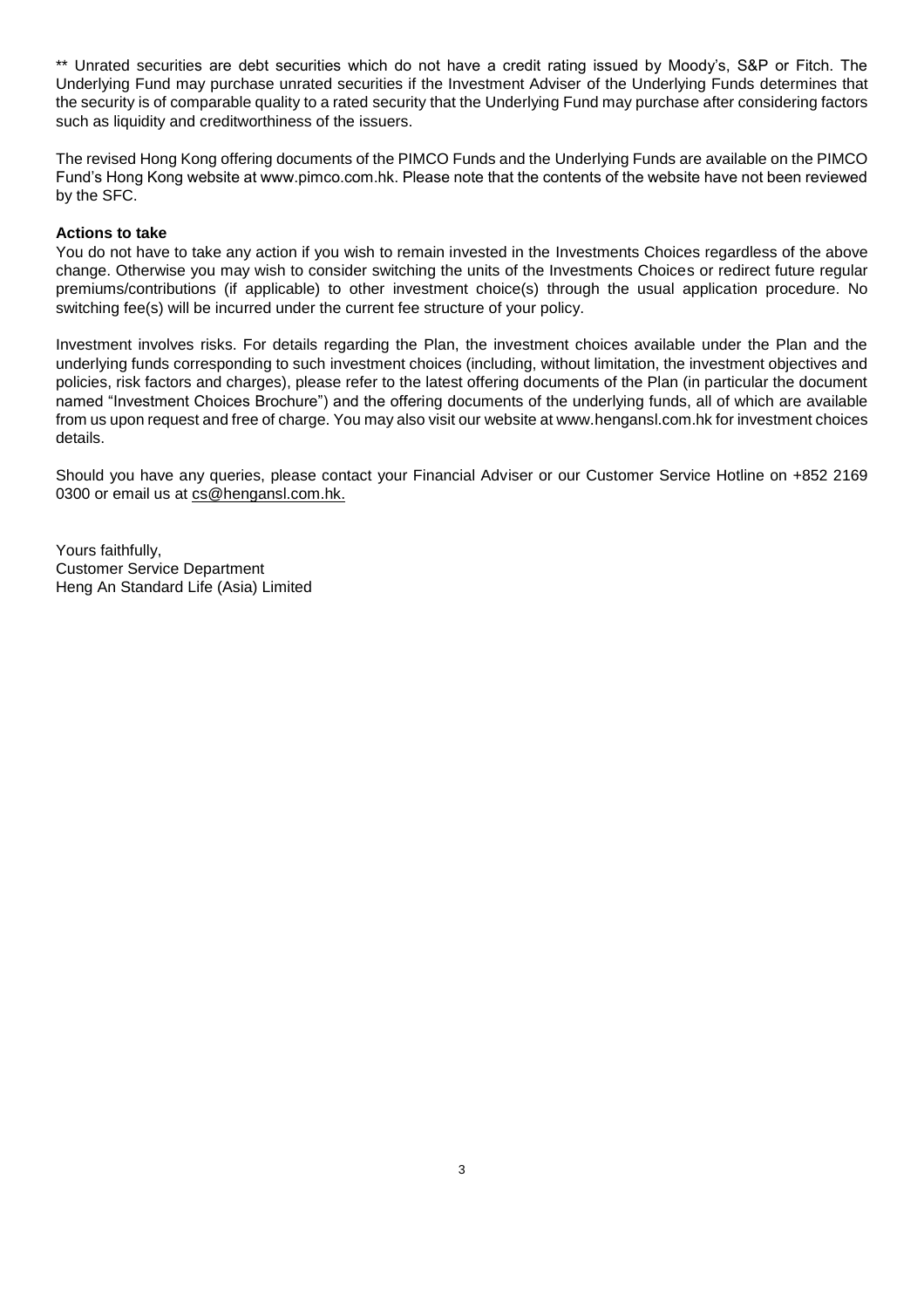** Unrated securities are debt securities which do not have a credit rating issued by Moody's, S&P or Fitch. The Underlying Fund may purchase unrated securities if the Investment Adviser of the Underlying Funds determines that the security is of comparable quality to a rated security that the Underlying Fund may purchase after considering factors such as liquidity and creditworthiness of the issuers.

The revised Hong Kong offering documents of the PIMCO Funds and the Underlying Funds are available on the PIMCO Fund's Hong Kong website at www.pimco.com.hk. Please note that the contents of the website have not been reviewed by the SFC.

**Actions to take**

You do not have to take any action if you wish to remain invested in the Investments Choices regardless of the above change. Otherwise you may wish to consider switching the units of the Investments Choices or redirect future regular premiums/contributions (if applicable) to other investment choice(s) through the usual application procedure. No switching fee(s) will be incurred under the current fee structure of your policy.

Investment involves risks. For details regarding the Plan, the investment choices available under the Plan and the underlying funds corresponding to such investment choices (including, without limitation, the investment objectives and policies, risk factors and charges), please refer to the latest offering documents of the Plan (in particular the document named "Investment Choices Brochure") and the offering documents of the underlying funds, all of which are available from us upon request and free of charge. You may also visit our website at www.hengansl.com.hk for investment choices details.

Should you have any queries, please contact your Financial Adviser or our Customer Service Hotline on +852 2169 0300 or email us at cs@hengansl.com.hk.

Yours faithfully,  
Customer Service Department  
Heng An Standard Life (Asia) Limited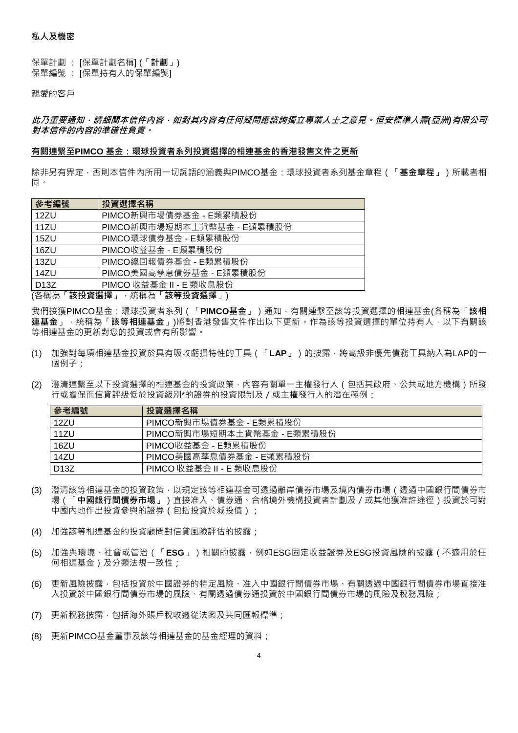**私人及機密**

保單計劃 ： [保單計劃名稱] (「**計劃**」)
保單編號 ： [保單持有人的保單編號]

親愛的客戶

***此乃重要通知，請細閱本信件內容，如對其內容有任何疑問應諮詢獨立專業人士之意見。恒安標準人壽(亞洲)有限公司對本信件的內容的準確性負責。***

**有關連繫至PIMCO 基金：環球投資者系列投資選擇的相連基金的香港發售文件之更新**

除非另有界定，否則本信件內所用一切詞語的涵義與PIMCO基金：環球投資者系列基金章程（「**基金章程**」）所載者相同。

| 參考編號 | 投資選擇名稱 |
|---|---|
| 12ZU | PIMCO新興市場債券基金 - E類累積股份 |
| 11ZU | PIMCO新興市場短期本土貨幣基金 - E類累積股份 |
| 15ZU | PIMCO環球債券基金 - E類累積股份 |
| 16ZU | PIMCO收益基金 - E類累積股份 |
| 13ZU | PIMCO總回報債券基金 - E類累積股份 |
| 14ZU | PIMCO美國高孳息債券基金 - E類累積股份 |
| D13Z | PIMCO 收益基金 II - E 類收息股份 |

(各稱為「**該投資選擇**」，統稱為「**該等投資選擇**」)

我們接獲PIMCO基金：環球投資者系列（「**PIMCO基金**」）通知，有關連繫至該等投資選擇的相連基金(各稱為「**該相連基金**」，統稱為「**該等相連基金**」)將對香港發售文件作出以下更新。作為該等投資選擇的單位持有人，以下有關該等相連基金的更新對您的投資或會有所影響。

(1) 加強對每項相連基金投資於具有吸收虧損特性的工具（「**LAP**」）的披露，將高級非優先債務工具納入為LAP的一個例子；

(2) 澄清連繫至以下投資選擇的相連基金的投資政策，內容有關單一主權發行人（包括其政府、公共或地方機構）所發行或擔保而信貸評級低於投資級別*的證券的投資限制及／或主權發行人的潛在範例：

| 參考編號 | 投資選擇名稱 |
|---|---|
| 12ZU | PIMCO新興市場債券基金 - E類累積股份 |
| 11ZU | PIMCO新興市場短期本土貨幣基金 - E類累積股份 |
| 16ZU | PIMCO收益基金 - E類累積股份 |
| 14ZU | PIMCO美國高孳息債券基金 - E類累積股份 |
| D13Z | PIMCO 收益基金 II - E 類收息股份 |

(3) 澄清該等相連基金的投資政策，以規定該等相連基金可透過離岸債券市場及境內債券市場（透過中國銀行間債券市場（「**中國銀行間債券市場**」）直接准入、債券通、合格境外機構投資者計劃及／或其他獲准許途徑）投資於可對中國內地作出投資參與的證券（包括投資於城投債）；

(4) 加強該等相連基金的投資顧問對信貸風險評估的披露；

(5) 加強與環境、社會或管治（「**ESG**」）相關的披露，例如ESG固定收益證券及ESG投資風險的披露（不適用於任何相連基金）及分類法規一致性；

(6) 更新風險披露，包括投資於中國證券的特定風險、准入中國銀行間債券市場、有關透過中國銀行間債券市場直接准入投資於中國銀行間債券市場的風險、有關透過債券通投資於中國銀行間債券市場的風險及稅務風險；

(7) 更新稅務披露，包括海外賬戶稅收遵從法案及共同匯報標準；

(8) 更新PIMCO基金董事及該等相連基金的基金經理的資料；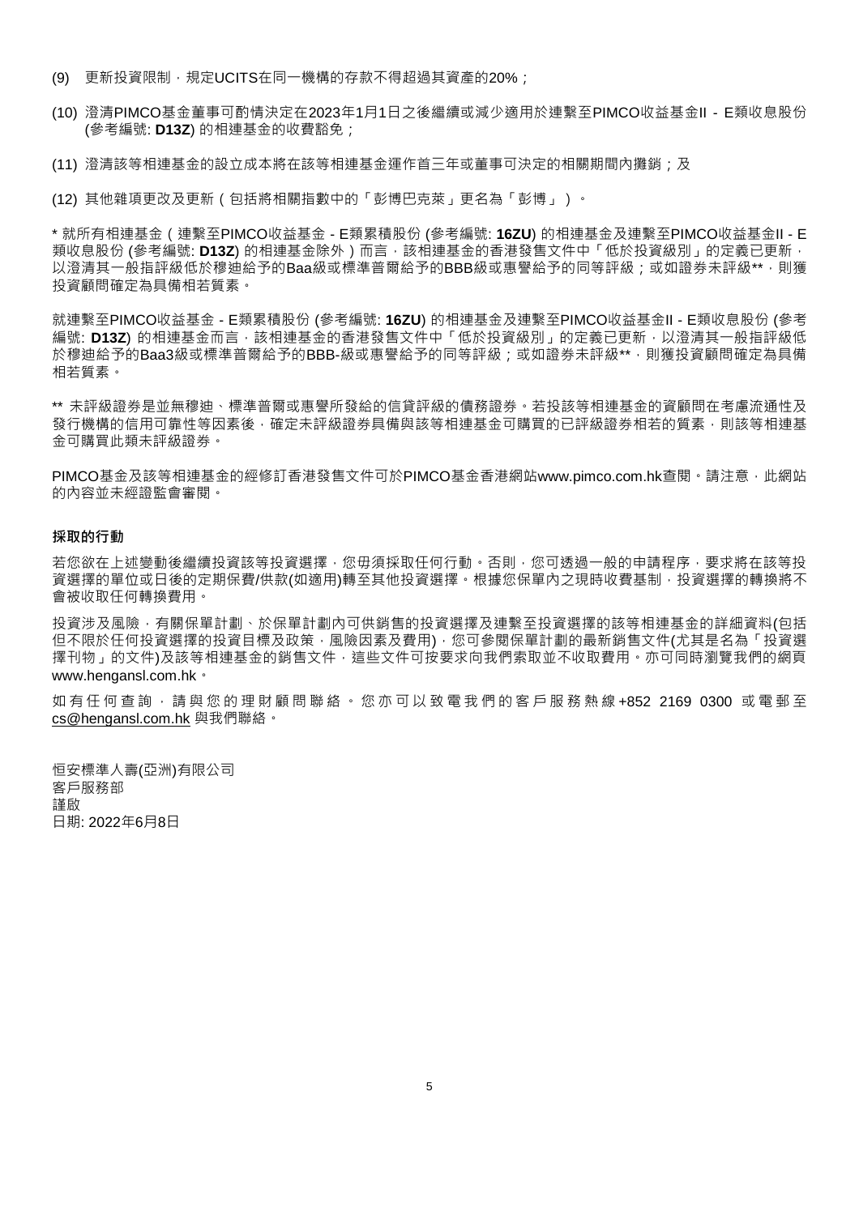(9) 更新投資限制，規定UCITS在同一機構的存款不得超過其資產的20%；

(10) 澄清PIMCO基金董事可酌情決定在2023年1月1日之後繼續或減少適用於連繫至PIMCO收益基金II - E類收息股份 (參考編號: **D13Z**) 的相連基金的收費豁免；

(11) 澄清該等相連基金的設立成本將在該等相連基金運作首三年或董事可決定的相關期間內攤銷；及

(12) 其他雜項更改及更新（包括將相關指數中的「彭博巴克萊」更名為「彭博」）。

* 就所有相連基金（連繫至PIMCO收益基金 - E類累積股份 (參考編號: **16ZU**) 的相連基金及連繫至PIMCO收益基金II - E類收息股份 (參考編號: **D13Z**) 的相連基金除外）而言，該相連基金的香港發售文件中「低於投資級別」的定義已更新，以澄清其一般指評級低於穆迪給予的Baa級或標準普爾給予的BBB級或惠譽給予的同等評級；或如證券未評級**，則獲投資顧問確定為具備相若質素。

就連繫至PIMCO收益基金 - E類累積股份 (參考編號: **16ZU**) 的相連基金及連繫至PIMCO收益基金II - E類收息股份 (參考編號: **D13Z**) 的相連基金而言，該相連基金的香港發售文件中「低於投資級別」的定義已更新，以澄清其一般指評級低於穆迪給予的Baa3級或標準普爾給予的BBB-級或惠譽給予的同等評級；或如證券未評級**，則獲投資顧問確定為具備相若質素。

** 未評級證券是並無穆迪、標準普爾或惠譽所發給的信貸評級的債務證券。若投該等相連基金的資顧問在考慮流通性及發行機構的信用可靠性等因素後，確定未評級證券具備與該等相連基金可購買的已評級證券相若的質素，則該等相連基金可購買此類未評級證券。

PIMCO基金及該等相連基金的經修訂香港發售文件可於PIMCO基金香港網站www.pimco.com.hk查閱。請注意，此網站的內容並未經證監會審閱。

**採取的行動**

若您欲在上述變動後繼續投資該等投資選擇，您毋須採取任何行動。否則，您可透過一般的申請程序，要求將在該等投資選擇的單位或日後的定期保費/供款(如適用)轉至其他投資選擇。根據您保單內之現時收費基制，投資選擇的轉換將不會被收取任何轉換費用。

投資涉及風險，有關保單計劃、於保單計劃內可供銷售的投資選擇及連繫至投資選擇的該等相連基金的詳細資料(包括但不限於任何投資選擇的投資目標及政策，風險因素及費用)，您可參閱保單計劃的最新銷售文件(尤其是名為「投資選擇刊物」的文件)及該等相連基金的銷售文件，這些文件可按要求向我們索取並不收取費用。亦可同時瀏覽我們的網頁www.hengansl.com.hk。

如有任何查詢，請與您的理財顧問聯絡。您亦可以致電我們的客戶服務熱線+852 2169 0300 或電郵至cs@hengansl.com.hk 與我們聯絡。

恒安標準人壽(亞洲)有限公司
客戶服務部
謹啟
日期: 2022年6月8日